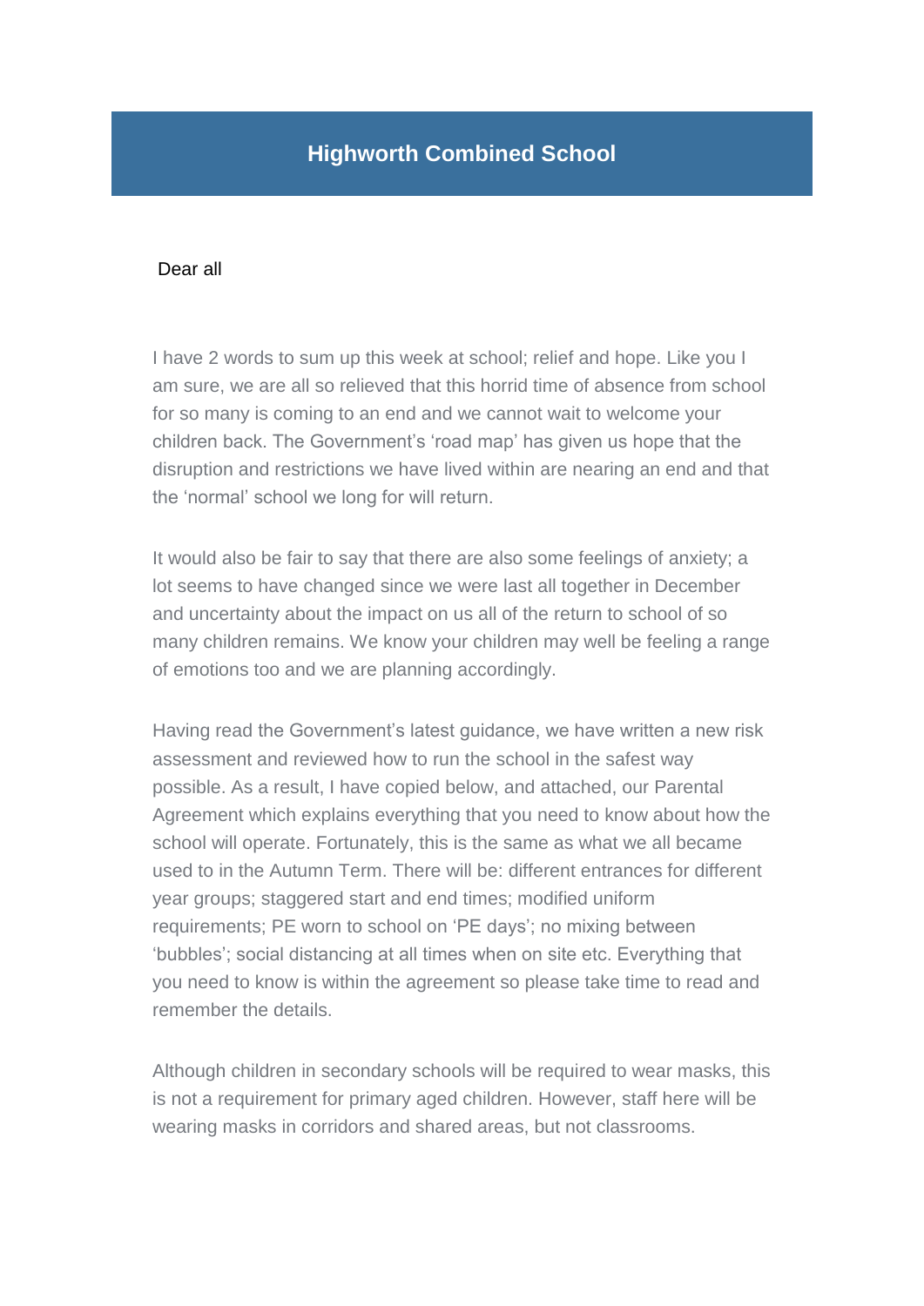# Highworth Combined School

Dear all

I have 2 words to sum up this week at school; relief and hope. Like you I am sure, we are all so relieved that this horrid time of absence from school for so many is coming to an end and we cannot wait to welcome your children back. The Government's 'road map' has given us hope that the disruption and restrictions we have lived within are nearing an end and that the 'normal' school we long for will return.

It would also be fair to say that there are also some feelings of anxiety; a lot seems to have changed since we were last all together in December and uncertainty about the impact on us all of the return to school of so many children remains. We know your children may well be feeling a range of emotions too and we are planning accordingly.

Having read the Government's latest guidance, we have written a new risk assessment and reviewed how to run the school in the safest way possible. As a result, I have copied below, and attached, our Parental Agreement which explains everything that you need to know about how the school will operate. Fortunately, this is the same as what we all became used to in the Autumn Term. There will be: different entrances for different year groups; staggered start and end times; modified uniform requirements; PE worn to school on 'PE days'; no mixing between 'bubbles'; social distancing at all times when on site etc. Everything that you need to know is within the agreement so please take time to read and remember the details.

Although children in secondary schools will be required to wear masks, this is not a requirement for primary aged children. However, staff here will be wearing masks in corridors and shared areas, but not classrooms.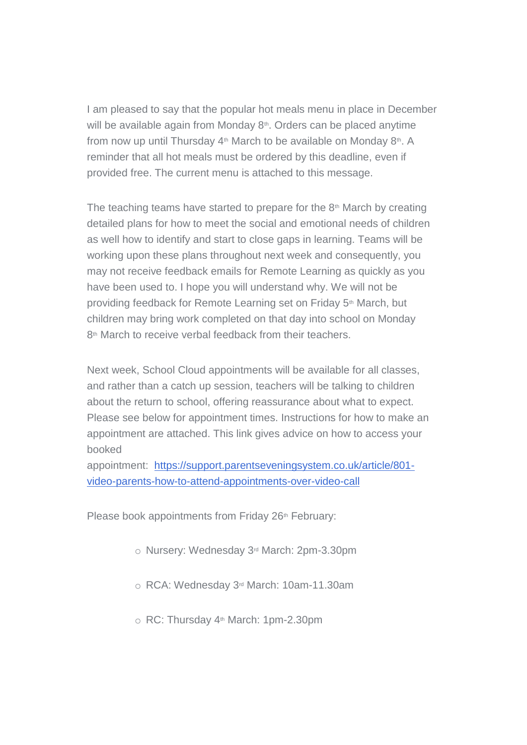I am pleased to say that the popular hot meals menu in place in December will be available again from Monday 8th. Orders can be placed anytime from now up until Thursday 4th March to be available on Monday 8th. A reminder that all hot meals must be ordered by this deadline, even if provided free. The current menu is attached to this message.

The teaching teams have started to prepare for the 8th March by creating detailed plans for how to meet the social and emotional needs of children as well how to identify and start to close gaps in learning. Teams will be working upon these plans throughout next week and consequently, you may not receive feedback emails for Remote Learning as quickly as you have been used to. I hope you will understand why. We will not be providing feedback for Remote Learning set on Friday 5th March, but children may bring work completed on that day into school on Monday 8th March to receive verbal feedback from their teachers.

Next week, School Cloud appointments will be available for all classes, and rather than a catch up session, teachers will be talking to children about the return to school, offering reassurance about what to expect. Please see below for appointment times. Instructions for how to make an appointment are attached. This link gives advice on how to access your booked appointment: [https://support.parentseveningsystem.co.uk/article/801-video-parents-how-to-attend-appointments-over-video-call](https://support.parentseveningsystem.co.uk/article/801-video-parents-how-to-attend-appointments-over-video-call)

Please book appointments from Friday 26th February:

- Nursery: Wednesday 3rd March: 2pm-3.30pm
- RCA: Wednesday 3rd March: 10am-11.30am
- RC: Thursday 4th March: 1pm-2.30pm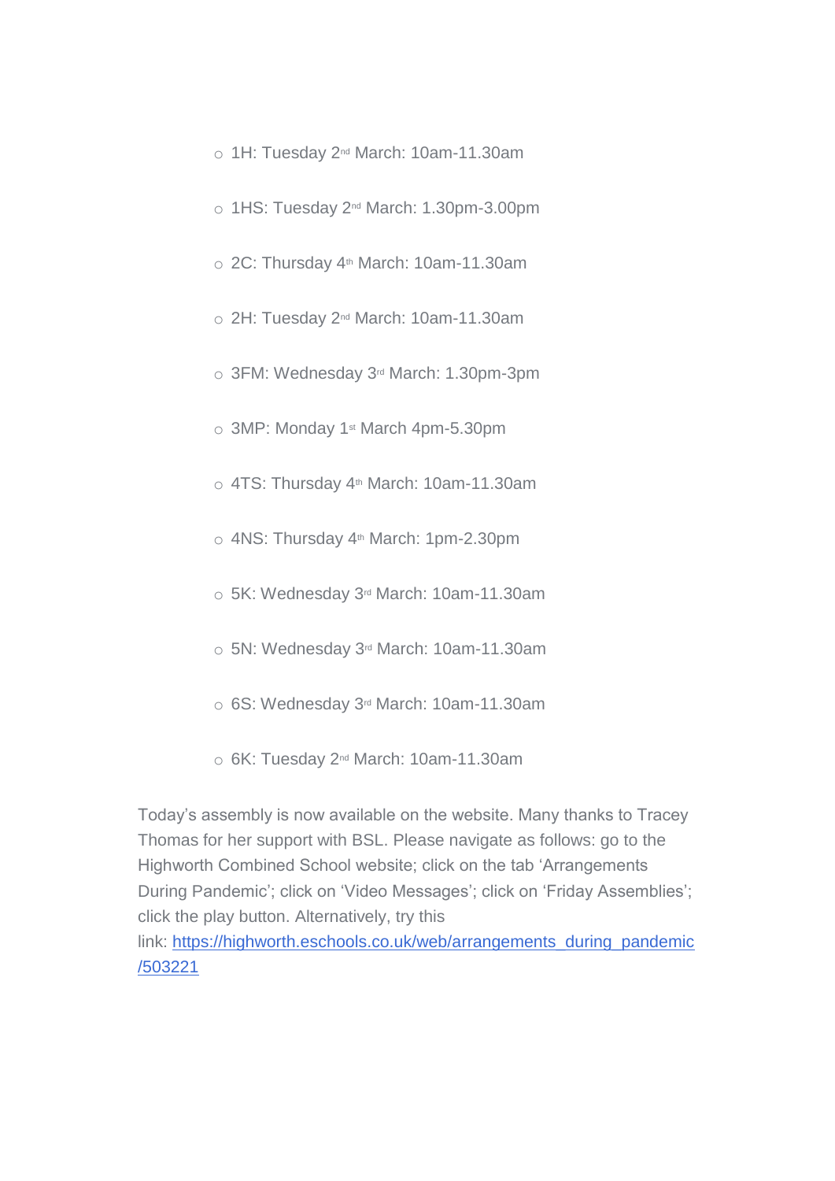- 1H: Tuesday 2nd March: 10am-11.30am
- 1HS: Tuesday 2nd March: 1.30pm-3.00pm
- 2C: Thursday 4th March: 10am-11.30am
- 2H: Tuesday 2nd March: 10am-11.30am
- 3FM: Wednesday 3rd March: 1.30pm-3pm
- 3MP: Monday 1st March 4pm-5.30pm
- 4TS: Thursday 4th March: 10am-11.30am
- 4NS: Thursday 4th March: 1pm-2.30pm
- 5K: Wednesday 3rd March: 10am-11.30am
- 5N: Wednesday 3rd March: 10am-11.30am
- 6S: Wednesday 3rd March: 10am-11.30am
- 6K: Tuesday 2nd March: 10am-11.30am

Today's assembly is now available on the website. Many thanks to Tracey Thomas for her support with BSL. Please navigate as follows: go to the Highworth Combined School website; click on the tab 'Arrangements During Pandemic'; click on 'Video Messages'; click on 'Friday Assemblies'; click the play button. Alternatively, try this link: [https://highworth.eschools.co.uk/web/arrangements_during_pandemic/503221](https://highworth.eschools.co.uk/web/arrangements_during_pandemic/503221)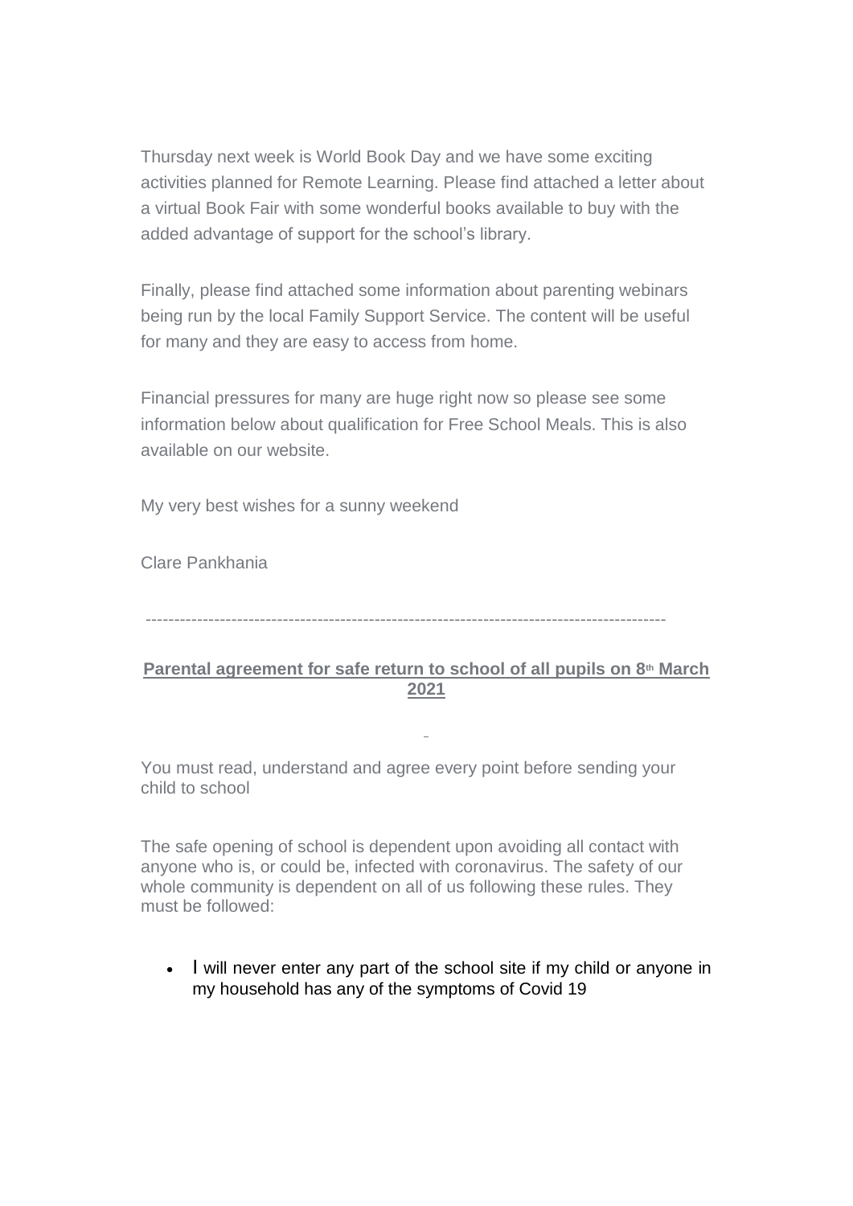Thursday next week is World Book Day and we have some exciting activities planned for Remote Learning. Please find attached a letter about a virtual Book Fair with some wonderful books available to buy with the added advantage of support for the school's library.

Finally, please find attached some information about parenting webinars being run by the local Family Support Service. The content will be useful for many and they are easy to access from home.

Financial pressures for many are huge right now so please see some information below about qualification for Free School Meals. This is also available on our website.

My very best wishes for a sunny weekend

Clare Pankhania

-------------------------------------------------------------------------------------------

**Parental agreement for safe return to school of all pupils on 8th March 2021**

You must read, understand and agree every point before sending your child to school

The safe opening of school is dependent upon avoiding all contact with anyone who is, or could be, infected with coronavirus. The safety of our whole community is dependent on all of us following these rules. They must be followed:

- I will never enter any part of the school site if my child or anyone in my household has any of the symptoms of Covid 19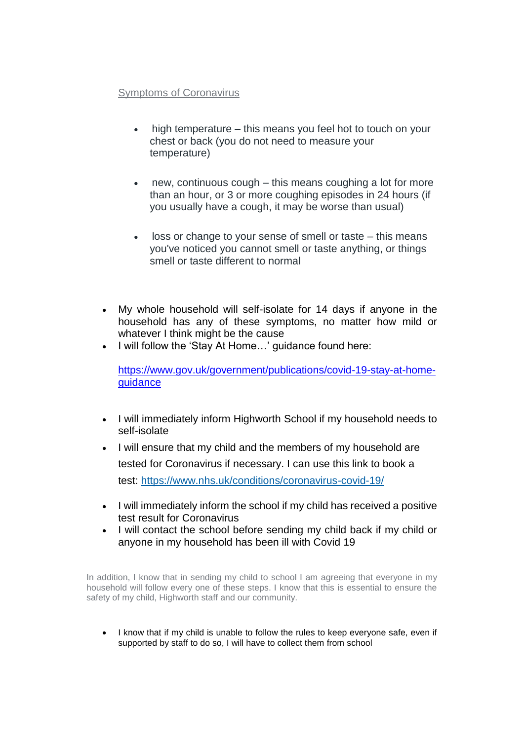Symptoms of Coronavirus

- high temperature – this means you feel hot to touch on your chest or back (you do not need to measure your temperature)

- new, continuous cough – this means coughing a lot for more than an hour, or 3 or more coughing episodes in 24 hours (if you usually have a cough, it may be worse than usual)

- loss or change to your sense of smell or taste – this means you've noticed you cannot smell or taste anything, or things smell or taste different to normal

- My whole household will self-isolate for 14 days if anyone in the household has any of these symptoms, no matter how mild or whatever I think might be the cause
- I will follow the 'Stay At Home…' guidance found here:

  https://www.gov.uk/government/publications/covid-19-stay-at-home-guidance

- I will immediately inform Highworth School if my household needs to self-isolate
- I will ensure that my child and the members of my household are tested for Coronavirus if necessary. I can use this link to book a test: https://www.nhs.uk/conditions/coronavirus-covid-19/
- I will immediately inform the school if my child has received a positive test result for Coronavirus
- I will contact the school before sending my child back if my child or anyone in my household has been ill with Covid 19

In addition, I know that in sending my child to school I am agreeing that everyone in my household will follow every one of these steps. I know that this is essential to ensure the safety of my child, Highworth staff and our community.

- I know that if my child is unable to follow the rules to keep everyone safe, even if supported by staff to do so, I will have to collect them from school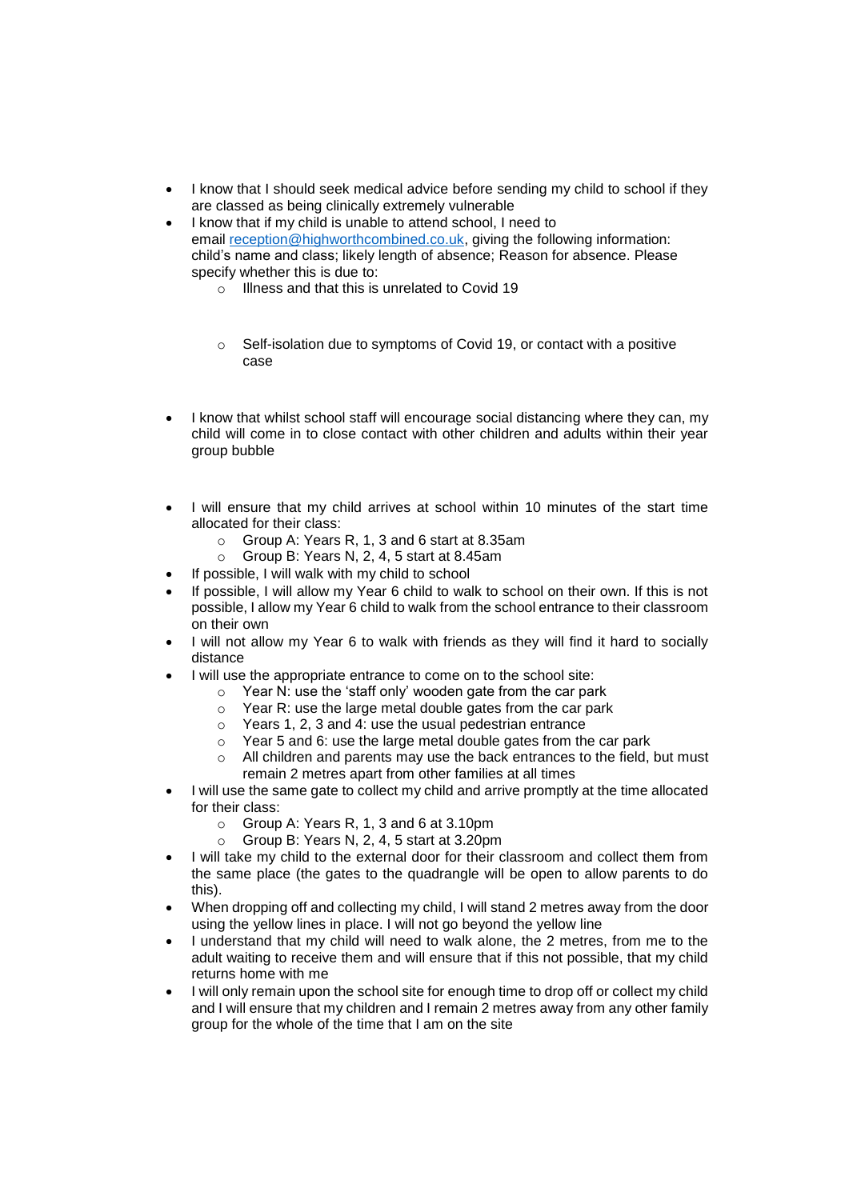- I know that I should seek medical advice before sending my child to school if they are classed as being clinically extremely vulnerable
- I know that if my child is unable to attend school, I need to email [reception@highworthcombined.co.uk](mailto:reception@highworthcombined.co.uk), giving the following information: child's name and class; likely length of absence; Reason for absence. Please specify whether this is due to:
    - Illness and that this is unrelated to Covid 19
    - Self-isolation due to symptoms of Covid 19, or contact with a positive case
- I know that whilst school staff will encourage social distancing where they can, my child will come in to close contact with other children and adults within their year group bubble
- I will ensure that my child arrives at school within 10 minutes of the start time allocated for their class:
    - Group A: Years R, 1, 3 and 6 start at 8.35am
    - Group B: Years N, 2, 4, 5 start at 8.45am
- If possible, I will walk with my child to school
- If possible, I will allow my Year 6 child to walk to school on their own. If this is not possible, I allow my Year 6 child to walk from the school entrance to their classroom on their own
- I will not allow my Year 6 to walk with friends as they will find it hard to socially distance
- I will use the appropriate entrance to come on to the school site:
    - Year N: use the 'staff only' wooden gate from the car park
    - Year R: use the large metal double gates from the car park
    - Years 1, 2, 3 and 4: use the usual pedestrian entrance
    - Year 5 and 6: use the large metal double gates from the car park
    - All children and parents may use the back entrances to the field, but must remain 2 metres apart from other families at all times
- I will use the same gate to collect my child and arrive promptly at the time allocated for their class:
    - Group A: Years R, 1, 3 and 6 at 3.10pm
    - Group B: Years N, 2, 4, 5 start at 3.20pm
- I will take my child to the external door for their classroom and collect them from the same place (the gates to the quadrangle will be open to allow parents to do this).
- When dropping off and collecting my child, I will stand 2 metres away from the door using the yellow lines in place. I will not go beyond the yellow line
- I understand that my child will need to walk alone, the 2 metres, from me to the adult waiting to receive them and will ensure that if this not possible, that my child returns home with me
- I will only remain upon the school site for enough time to drop off or collect my child and I will ensure that my children and I remain 2 metres away from any other family group for the whole of the time that I am on the site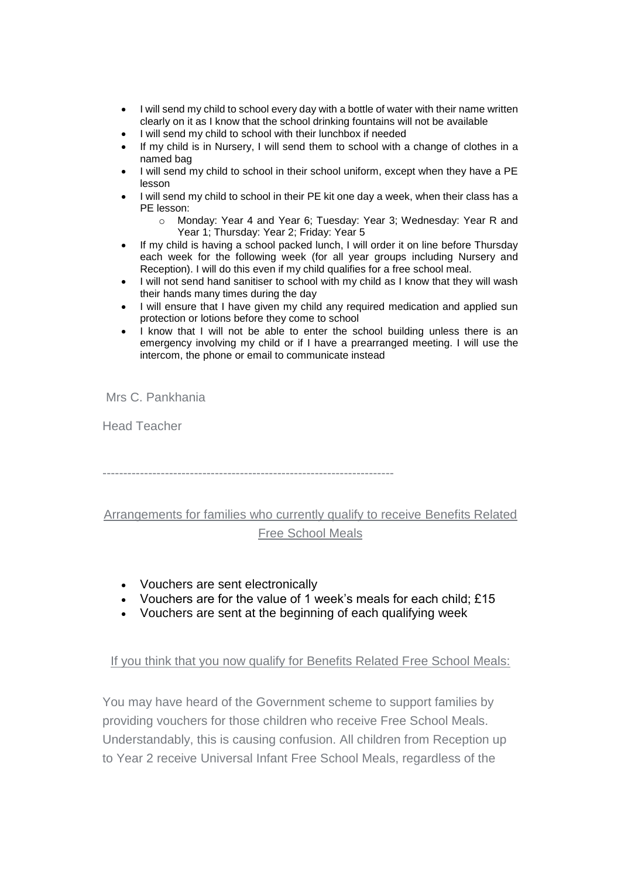- I will send my child to school every day with a bottle of water with their name written clearly on it as I know that the school drinking fountains will not be available
- I will send my child to school with their lunchbox if needed
- If my child is in Nursery, I will send them to school with a change of clothes in a named bag
- I will send my child to school in their school uniform, except when they have a PE lesson
- I will send my child to school in their PE kit one day a week, when their class has a PE lesson:
  - Monday: Year 4 and Year 6; Tuesday: Year 3; Wednesday: Year R and Year 1; Thursday: Year 2; Friday: Year 5
- If my child is having a school packed lunch, I will order it on line before Thursday each week for the following week (for all year groups including Nursery and Reception). I will do this even if my child qualifies for a free school meal.
- I will not send hand sanitiser to school with my child as I know that they will wash their hands many times during the day
- I will ensure that I have given my child any required medication and applied sun protection or lotions before they come to school
- I know that I will not be able to enter the school building unless there is an emergency involving my child or if I have a prearranged meeting. I will use the intercom, the phone or email to communicate instead

Mrs C. Pankhania

Head Teacher

---

<u>Arrangements for families who currently qualify to receive Benefits Related Free School Meals</u>

- Vouchers are sent electronically
- Vouchers are for the value of 1 week's meals for each child; £15
- Vouchers are sent at the beginning of each qualifying week

<u>If you think that you now qualify for Benefits Related Free School Meals:</u>

You may have heard of the Government scheme to support families by providing vouchers for those children who receive Free School Meals. Understandably, this is causing confusion. All children from Reception up to Year 2 receive Universal Infant Free School Meals, regardless of the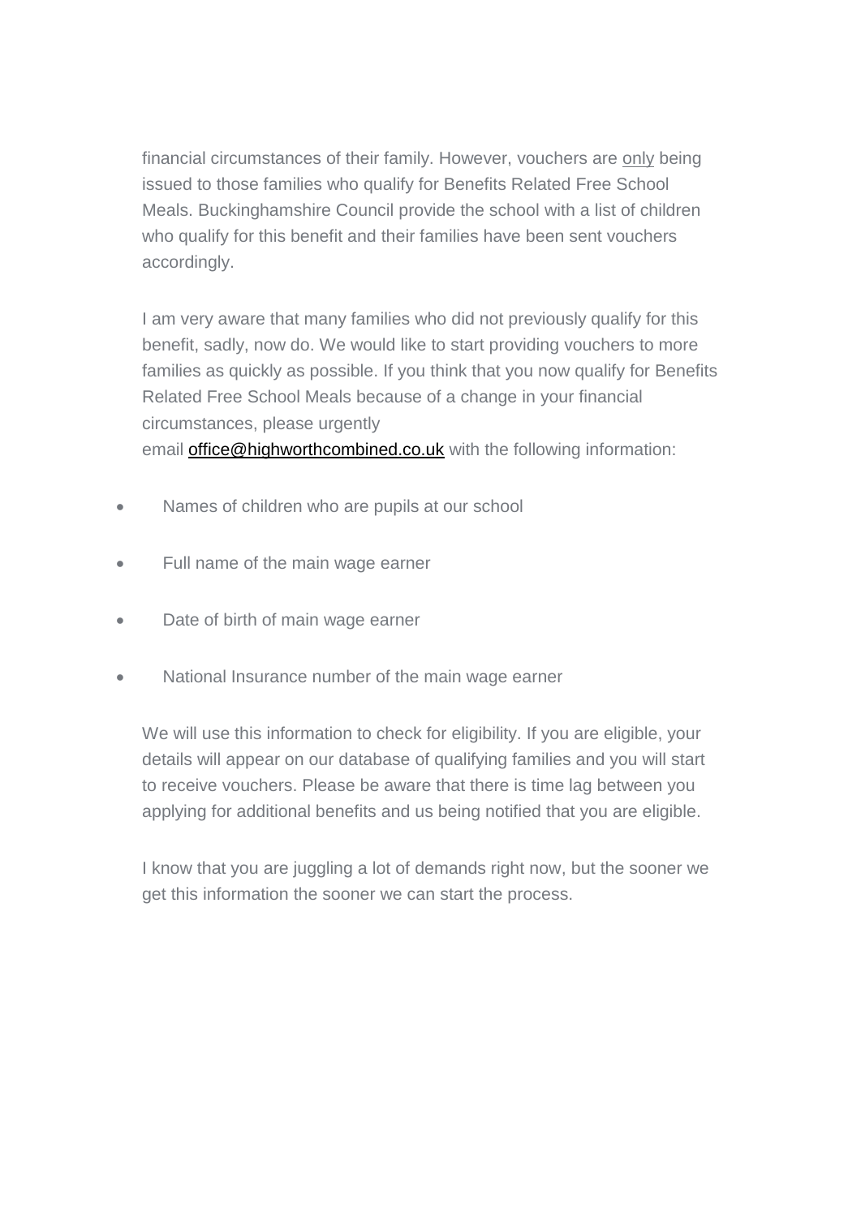financial circumstances of their family. However, vouchers are only being issued to those families who qualify for Benefits Related Free School Meals. Buckinghamshire Council provide the school with a list of children who qualify for this benefit and their families have been sent vouchers accordingly.

I am very aware that many families who did not previously qualify for this benefit, sadly, now do. We would like to start providing vouchers to more families as quickly as possible. If you think that you now qualify for Benefits Related Free School Meals because of a change in your financial circumstances, please urgently email office@highworthcombined.co.uk with the following information:

- Names of children who are pupils at our school
- Full name of the main wage earner
- Date of birth of main wage earner
- National Insurance number of the main wage earner

We will use this information to check for eligibility. If you are eligible, your details will appear on our database of qualifying families and you will start to receive vouchers. Please be aware that there is time lag between you applying for additional benefits and us being notified that you are eligible.

I know that you are juggling a lot of demands right now, but the sooner we get this information the sooner we can start the process.